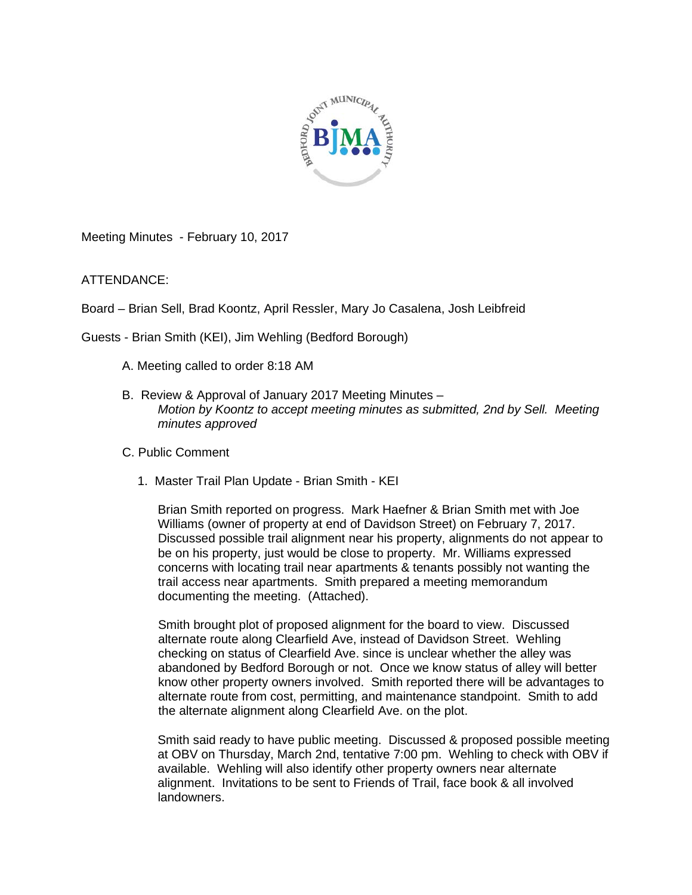Meeting Minutes - February 10, 2017

ATTENDANCE:

Board – Brian Sell, Brad Koontz, April Ressler, Mary Jo Casalena, Josh Leibfreid

Guests - Brian Smith (KEI), Jim Wehling (Bedford Borough)

A. Meeting called to order 8:18 AM

B. Review & Approval of January 2017 Meeting Minutes –
   *Motion by Koontz to accept meeting minutes as submitted, 2nd by Sell. Meeting minutes approved*

C. Public Comment

   1. Master Trail Plan Update - Brian Smith - KEI

      Brian Smith reported on progress. Mark Haefner & Brian Smith met with Joe Williams (owner of property at end of Davidson Street) on February 7, 2017. Discussed possible trail alignment near his property, alignments do not appear to be on his property, just would be close to property. Mr. Williams expressed concerns with locating trail near apartments & tenants possibly not wanting the trail access near apartments. Smith prepared a meeting memorandum documenting the meeting. (Attached).

      Smith brought plot of proposed alignment for the board to view. Discussed alternate route along Clearfield Ave, instead of Davidson Street. Wehling checking on status of Clearfield Ave. since is unclear whether the alley was abandoned by Bedford Borough or not. Once we know status of alley will better know other property owners involved. Smith reported there will be advantages to alternate route from cost, permitting, and maintenance standpoint. Smith to add the alternate alignment along Clearfield Ave. on the plot.

      Smith said ready to have public meeting. Discussed & proposed possible meeting at OBV on Thursday, March 2nd, tentative 7:00 pm. Wehling to check with OBV if available. Wehling will also identify other property owners near alternate alignment. Invitations to be sent to Friends of Trail, face book & all involved landowners.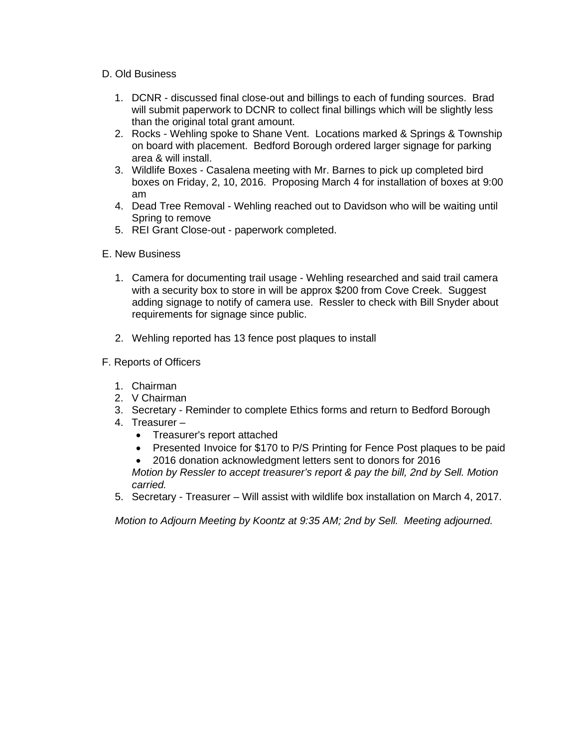D. Old Business

1. DCNR - discussed final close-out and billings to each of funding sources. Brad will submit paperwork to DCNR to collect final billings which will be slightly less than the original total grant amount.
2. Rocks - Wehling spoke to Shane Vent. Locations marked & Springs & Township on board with placement. Bedford Borough ordered larger signage for parking area & will install.
3. Wildlife Boxes - Casalena meeting with Mr. Barnes to pick up completed bird boxes on Friday, 2, 10, 2016. Proposing March 4 for installation of boxes at 9:00 am
4. Dead Tree Removal - Wehling reached out to Davidson who will be waiting until Spring to remove
5. REI Grant Close-out - paperwork completed.

E. New Business

1. Camera for documenting trail usage - Wehling researched and said trail camera with a security box to store in will be approx $200 from Cove Creek. Suggest adding signage to notify of camera use. Ressler to check with Bill Snyder about requirements for signage since public.

2. Wehling reported has 13 fence post plaques to install

F. Reports of Officers

1. Chairman
2. V Chairman
3. Secretary - Reminder to complete Ethics forms and return to Bedford Borough
4. Treasurer –
   - Treasurer's report attached
   - Presented Invoice for $170 to P/S Printing for Fence Post plaques to be paid
   - 2016 donation acknowledgment letters sent to donors for 2016

   *Motion by Ressler to accept treasurer's report & pay the bill, 2nd by Sell. Motion carried.*
5. Secretary - Treasurer – Will assist with wildlife box installation on March 4, 2017.

*Motion to Adjourn Meeting by Koontz at 9:35 AM; 2nd by Sell. Meeting adjourned.*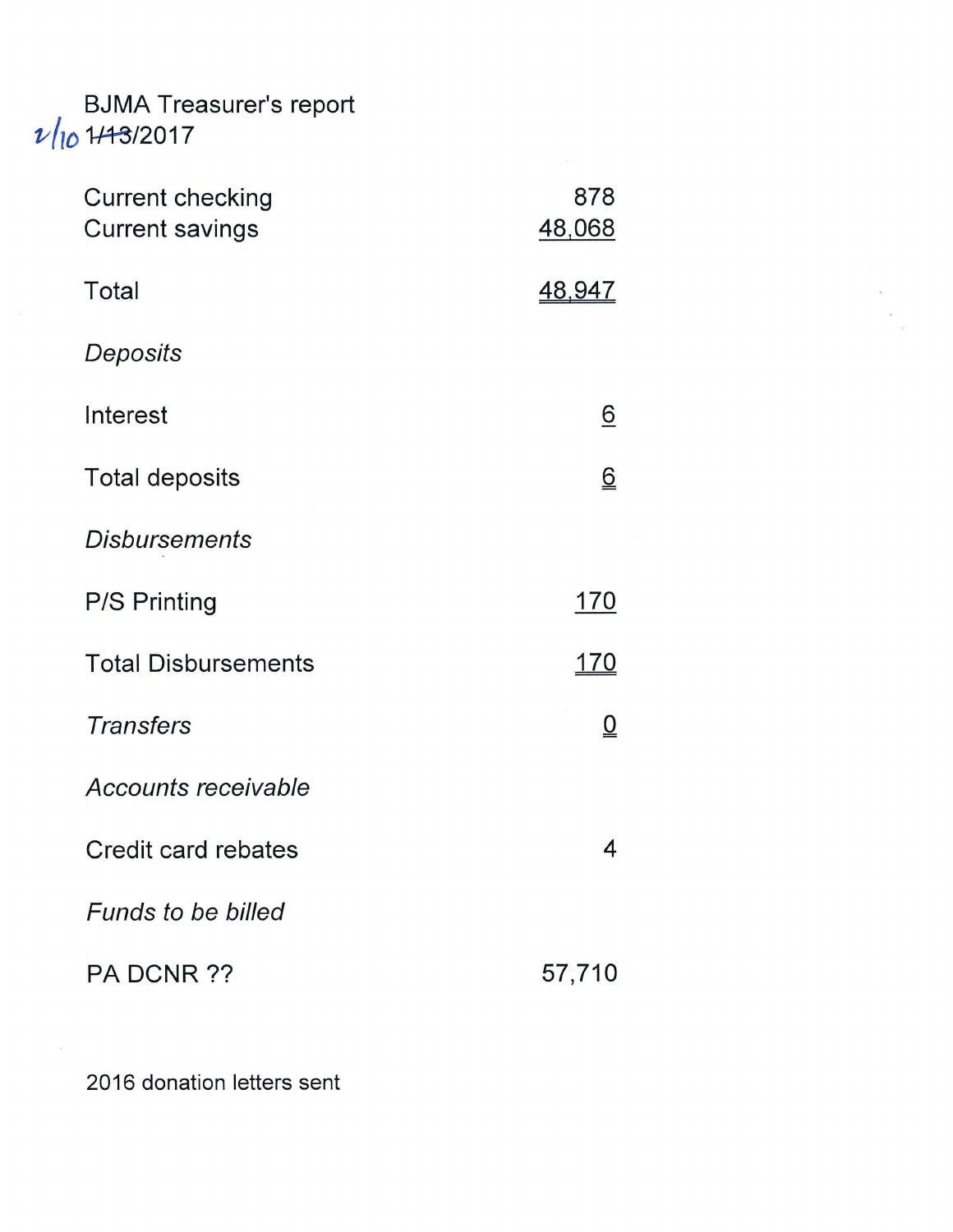BJMA Treasurer's report

2/10 ~~1/13~~/2017

| | |
|---|---|
| Current checking | 878 |
| Current savings | 48,068 |
| | |
| Total | 48,947 |
| | |
| *Deposits* | |
| | |
| Interest | 6 |
| | |
| Total deposits | 6 |
| | |
| *Disbursements* | |
| | |
| P/S Printing | 170 |
| | |
| Total Disbursements | 170 |
| | |
| *Transfers* | 0 |
| | |
| *Accounts receivable* | |
| | |
| Credit card rebates | 4 |
| | |
| *Funds to be billed* | |
| | |
| PA DCNR ?? | 57,710 |

2016 donation letters sent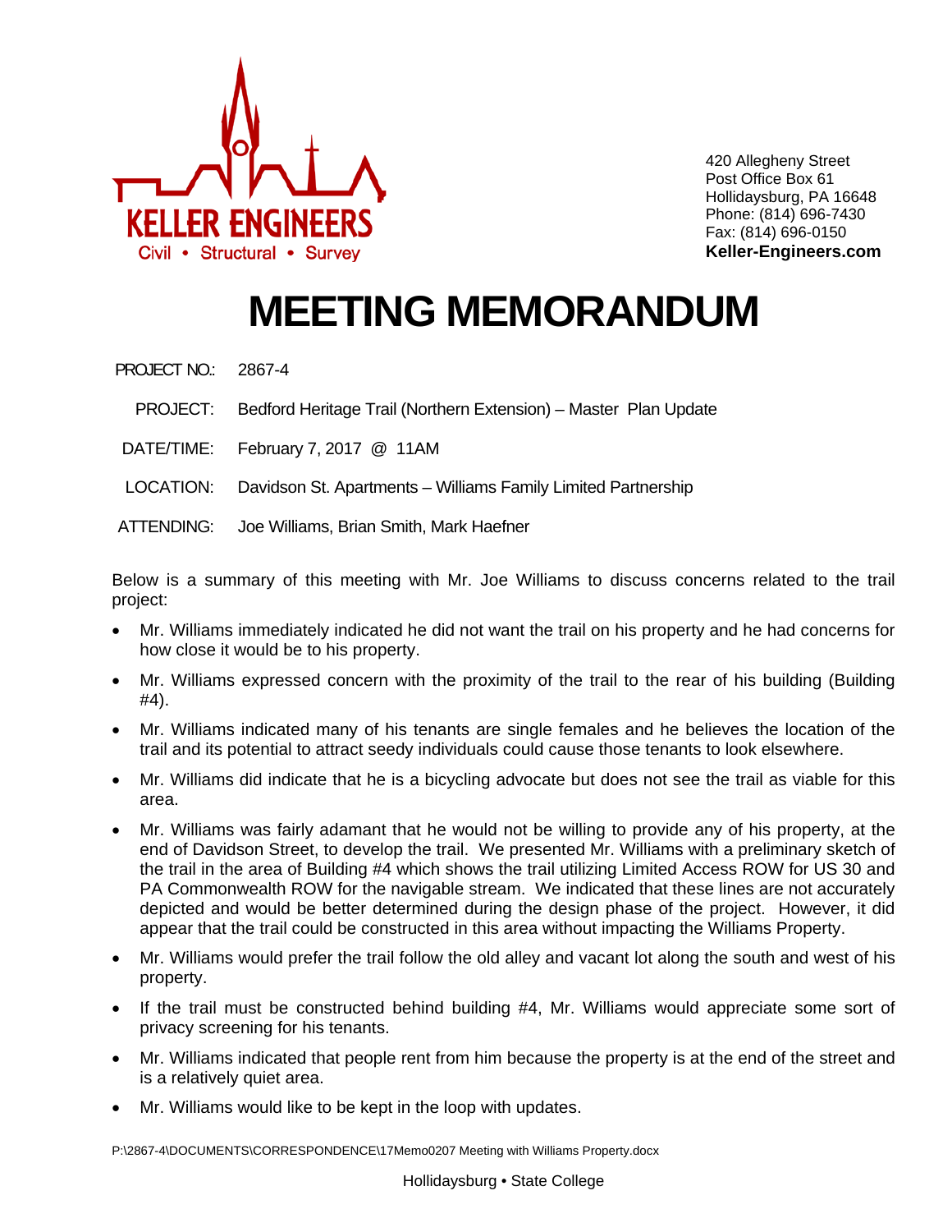KELLER ENGINEERS
Civil • Structural • Survey

420 Allegheny Street
Post Office Box 61
Hollidaysburg, PA 16648
Phone: (814) 696-7430
Fax: (814) 696-0150
**Keller-Engineers.com**

# MEETING MEMORANDUM

PROJECT NO.: 2867-4

PROJECT: Bedford Heritage Trail (Northern Extension) – Master Plan Update

DATE/TIME: February 7, 2017 @ 11AM

LOCATION: Davidson St. Apartments – Williams Family Limited Partnership

ATTENDING: Joe Williams, Brian Smith, Mark Haefner

Below is a summary of this meeting with Mr. Joe Williams to discuss concerns related to the trail project:

- Mr. Williams immediately indicated he did not want the trail on his property and he had concerns for how close it would be to his property.
- Mr. Williams expressed concern with the proximity of the trail to the rear of his building (Building #4).
- Mr. Williams indicated many of his tenants are single females and he believes the location of the trail and its potential to attract seedy individuals could cause those tenants to look elsewhere.
- Mr. Williams did indicate that he is a bicycling advocate but does not see the trail as viable for this area.
- Mr. Williams was fairly adamant that he would not be willing to provide any of his property, at the end of Davidson Street, to develop the trail. We presented Mr. Williams with a preliminary sketch of the trail in the area of Building #4 which shows the trail utilizing Limited Access ROW for US 30 and PA Commonwealth ROW for the navigable stream. We indicated that these lines are not accurately depicted and would be better determined during the design phase of the project. However, it did appear that the trail could be constructed in this area without impacting the Williams Property.
- Mr. Williams would prefer the trail follow the old alley and vacant lot along the south and west of his property.
- If the trail must be constructed behind building #4, Mr. Williams would appreciate some sort of privacy screening for his tenants.
- Mr. Williams indicated that people rent from him because the property is at the end of the street and is a relatively quiet area.
- Mr. Williams would like to be kept in the loop with updates.

P:\2867-4\DOCUMENTS\CORRESPONDENCE\17Memo0207 Meeting with Williams Property.docx

Hollidaysburg • State College